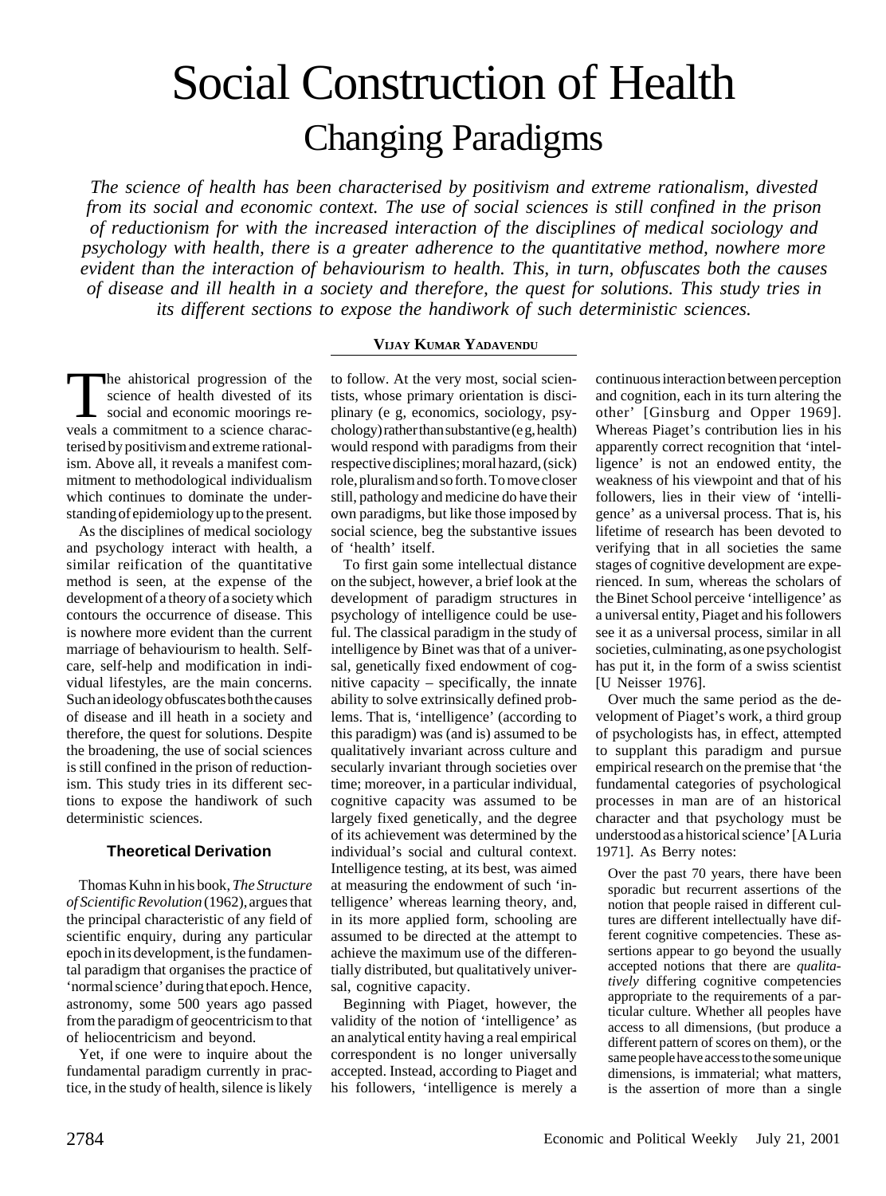# Social Construction of Health
## Changing Paradigms

*The science of health has been characterised by positivism and extreme rationalism, divested from its social and economic context. The use of social sciences is still confined in the prison of reductionism for with the increased interaction of the disciplines of medical sociology and psychology with health, there is a greater adherence to the quantitative method, nowhere more evident than the interaction of behaviourism to health. This, in turn, obfuscates both the causes of disease and ill health in a society and therefore, the quest for solutions. This study tries in its different sections to expose the handiwork of such deterministic sciences.*

**VIJAY KUMAR YADAVENDU**

The ahistorical progression of the science of health divested of its social and economic moorings reveals a commitment to a science characterised by positivism and extreme rationalism. Above all, it reveals a manifest commitment to methodological individualism which continues to dominate the understanding of epidemiology up to the present.

As the disciplines of medical sociology and psychology interact with health, a similar reification of the quantitative method is seen, at the expense of the development of a theory of a society which contours the occurrence of disease. This is nowhere more evident than the current marriage of behaviourism to health. Self-care, self-help and modification in individual lifestyles, are the main concerns. Such an ideology obfuscates both the causes of disease and ill heath in a society and therefore, the quest for solutions. Despite the broadening, the use of social sciences is still confined in the prison of reductionism. This study tries in its different sections to expose the handiwork of such deterministic sciences.

### Theoretical Derivation

Thomas Kuhn in his book, *The Structure of Scientific Revolution* (1962), argues that the principal characteristic of any field of scientific enquiry, during any particular epoch in its development, is the fundamental paradigm that organises the practice of 'normal science' during that epoch. Hence, astronomy, some 500 years ago passed from the paradigm of geocentricism to that of heliocentricism and beyond.

Yet, if one were to inquire about the fundamental paradigm currently in practice, in the study of health, silence is likely to follow. At the very most, social scientists, whose primary orientation is disciplinary (e g, economics, sociology, psychology) rather than substantive (e g, health) would respond with paradigms from their respective disciplines; moral hazard, (sick) role, pluralism and so forth. To move closer still, pathology and medicine do have their own paradigms, but like those imposed by social science, beg the substantive issues of 'health' itself.

To first gain some intellectual distance on the subject, however, a brief look at the development of paradigm structures in psychology of intelligence could be useful. The classical paradigm in the study of intelligence by Binet was that of a universal, genetically fixed endowment of cognitive capacity – specifically, the innate ability to solve extrinsically defined problems. That is, 'intelligence' (according to this paradigm) was (and is) assumed to be qualitatively invariant across culture and secularly invariant through societies over time; moreover, in a particular individual, cognitive capacity was assumed to be largely fixed genetically, and the degree of its achievement was determined by the individual's social and cultural context. Intelligence testing, at its best, was aimed at measuring the endowment of such 'intelligence' whereas learning theory, and, in its more applied form, schooling are assumed to be directed at the attempt to achieve the maximum use of the differentially distributed, but qualitatively universal, cognitive capacity.

Beginning with Piaget, however, the validity of the notion of 'intelligence' as an analytical entity having a real empirical correspondent is no longer universally accepted. Instead, according to Piaget and his followers, 'intelligence is merely a continuous interaction between perception and cognition, each in its turn altering the other' [Ginsburg and Opper 1969]. Whereas Piaget's contribution lies in his apparently correct recognition that 'intelligence' is not an endowed entity, the weakness of his viewpoint and that of his followers, lies in their view of 'intelligence' as a universal process. That is, his lifetime of research has been devoted to verifying that in all societies the same stages of cognitive development are experienced. In sum, whereas the scholars of the Binet School perceive 'intelligence' as a universal entity, Piaget and his followers see it as a universal process, similar in all societies, culminating, as one psychologist has put it, in the form of a swiss scientist [U Neisser 1976].

Over much the same period as the development of Piaget's work, a third group of psychologists has, in effect, attempted to supplant this paradigm and pursue empirical research on the premise that 'the fundamental categories of psychological processes in man are of an historical character and that psychology must be understood as a historical science' [A Luria 1971]. As Berry notes:

> Over the past 70 years, there have been sporadic but recurrent assertions of the notion that people raised in different cultures are different intellectually have different cognitive competencies. These assertions appear to go beyond the usually accepted notions that there are *qualitatively* differing cognitive competencies appropriate to the requirements of a particular culture. Whether all peoples have access to all dimensions, (but produce a different pattern of scores on them), or the same people have access to the some unique dimensions, is immaterial; what matters, is the assertion of more than a single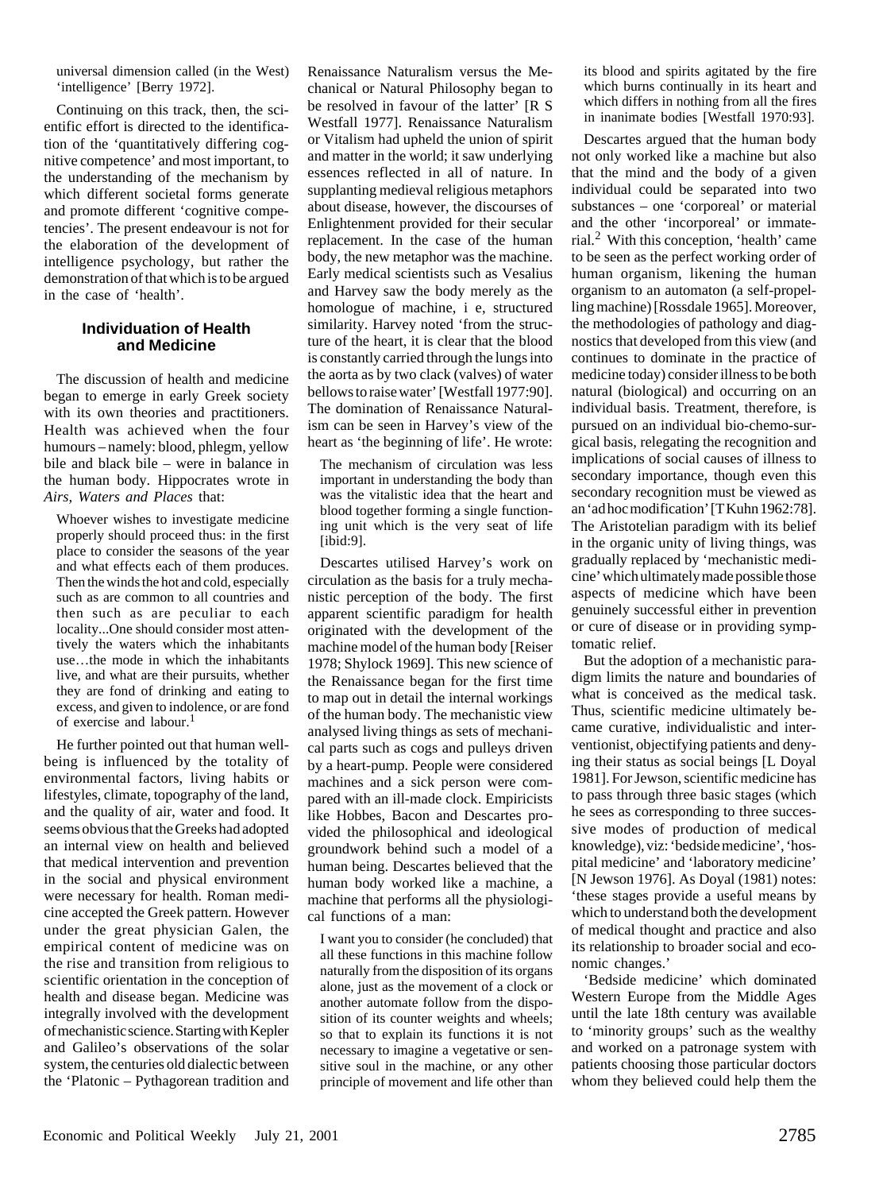universal dimension called (in the West) 'intelligence' [Berry 1972].

Continuing on this track, then, the scientific effort is directed to the identification of the 'quantitatively differing cognitive competence' and most important, to the understanding of the mechanism by which different societal forms generate and promote different 'cognitive competencies'. The present endeavour is not for the elaboration of the development of intelligence psychology, but rather the demonstration of that which is to be argued in the case of 'health'.

## Individuation of Health and Medicine

The discussion of health and medicine began to emerge in early Greek society with its own theories and practitioners. Health was achieved when the four humours – namely: blood, phlegm, yellow bile and black bile – were in balance in the human body. Hippocrates wrote in *Airs, Waters and Places* that:

> Whoever wishes to investigate medicine properly should proceed thus: in the first place to consider the seasons of the year and what effects each of them produces. Then the winds the hot and cold, especially such as are common to all countries and then such as are peculiar to each locality...One should consider most attentively the waters which the inhabitants use…the mode in which the inhabitants live, and what are their pursuits, whether they are fond of drinking and eating to excess, and given to indolence, or are fond of exercise and labour.[1]

He further pointed out that human wellbeing is influenced by the totality of environmental factors, living habits or lifestyles, climate, topography of the land, and the quality of air, water and food. It seems obvious that the Greeks had adopted an internal view on health and believed that medical intervention and prevention in the social and physical environment were necessary for health. Roman medicine accepted the Greek pattern. However under the great physician Galen, the empirical content of medicine was on the rise and transition from religious to scientific orientation in the conception of health and disease began. Medicine was integrally involved with the development of mechanistic science. Starting with Kepler and Galileo's observations of the solar system, the centuries old dialectic between the 'Platonic – Pythagorean tradition and Renaissance Naturalism versus the Mechanical or Natural Philosophy began to be resolved in favour of the latter' [R S Westfall 1977]. Renaissance Naturalism or Vitalism had upheld the union of spirit and matter in the world; it saw underlying essences reflected in all of nature. In supplanting medieval religious metaphors about disease, however, the discourses of Enlightenment provided for their secular replacement. In the case of the human body, the new metaphor was the machine. Early medical scientists such as Vesalius and Harvey saw the body merely as the homologue of machine, i e, structured similarity. Harvey noted 'from the structure of the heart, it is clear that the blood is constantly carried through the lungs into the aorta as by two clack (valves) of water bellows to raise water' [Westfall 1977:90]. The domination of Renaissance Naturalism can be seen in Harvey's view of the heart as 'the beginning of life'. He wrote:

> The mechanism of circulation was less important in understanding the body than was the vitalistic idea that the heart and blood together forming a single functioning unit which is the very seat of life [ibid:9].

Descartes utilised Harvey's work on circulation as the basis for a truly mechanistic perception of the body. The first apparent scientific paradigm for health originated with the development of the machine model of the human body [Reiser 1978; Shylock 1969]. This new science of the Renaissance began for the first time to map out in detail the internal workings of the human body. The mechanistic view analysed living things as sets of mechanical parts such as cogs and pulleys driven by a heart-pump. People were considered machines and a sick person were compared with an ill-made clock. Empiricists like Hobbes, Bacon and Descartes provided the philosophical and ideological groundwork behind such a model of a human being. Descartes believed that the human body worked like a machine, a machine that performs all the physiological functions of a man:

> I want you to consider (he concluded) that all these functions in this machine follow naturally from the disposition of its organs alone, just as the movement of a clock or another automate follow from the disposition of its counter weights and wheels; so that to explain its functions it is not necessary to imagine a vegetative or sensitive soul in the machine, or any other principle of movement and life other than its blood and spirits agitated by the fire which burns continually in its heart and which differs in nothing from all the fires in inanimate bodies [Westfall 1970:93].

Descartes argued that the human body not only worked like a machine but also that the mind and the body of a given individual could be separated into two substances – one 'corporeal' or material and the other 'incorporeal' or immaterial.[2] With this conception, 'health' came to be seen as the perfect working order of human organism, likening the human organism to an automaton (a self-propelling machine) [Rossdale 1965]. Moreover, the methodologies of pathology and diagnostics that developed from this view (and continues to dominate in the practice of medicine today) consider illness to be both natural (biological) and occurring on an individual basis. Treatment, therefore, is pursued on an individual bio-chemo-surgical basis, relegating the recognition and implications of social causes of illness to secondary importance, though even this secondary recognition must be viewed as an 'ad hoc modification' [T Kuhn 1962:78]. The Aristotelian paradigm with its belief in the organic unity of living things, was gradually replaced by 'mechanistic medicine' which ultimately made possible those aspects of medicine which have been genuinely successful either in prevention or cure of disease or in providing symptomatic relief.

But the adoption of a mechanistic paradigm limits the nature and boundaries of what is conceived as the medical task. Thus, scientific medicine ultimately became curative, individualistic and interventionist, objectifying patients and denying their status as social beings [L Doyal 1981]. For Jewson, scientific medicine has to pass through three basic stages (which he sees as corresponding to three successive modes of production of medical knowledge), viz: 'bedside medicine', 'hospital medicine' and 'laboratory medicine' [N Jewson 1976]. As Doyal (1981) notes: 'these stages provide a useful means by which to understand both the development of medical thought and practice and also its relationship to broader social and economic changes.'

'Bedside medicine' which dominated Western Europe from the Middle Ages until the late 18th century was available to 'minority groups' such as the wealthy and worked on a patronage system with patients choosing those particular doctors whom they believed could help them the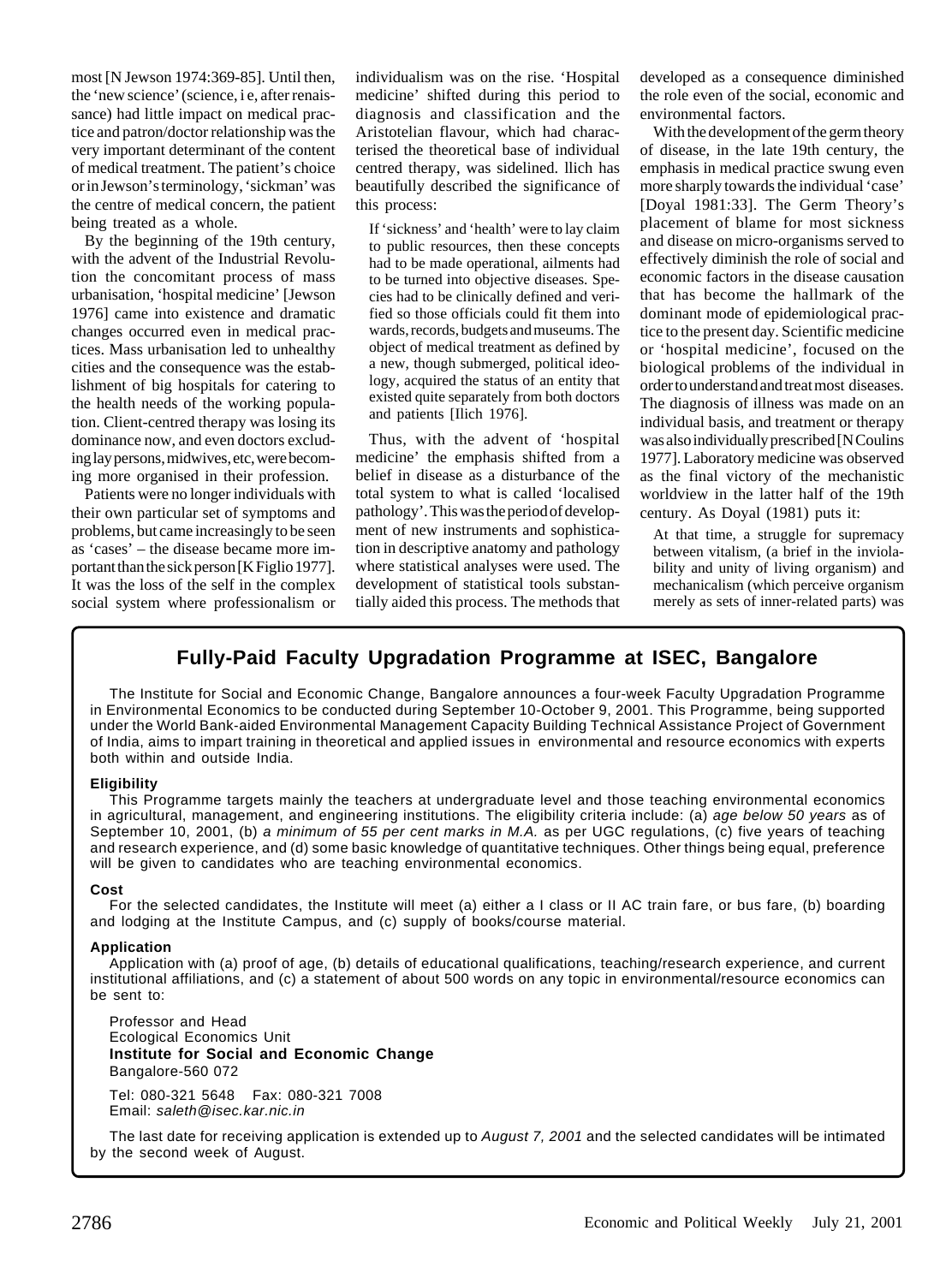most [N Jewson 1974:369-85]. Until then, the 'new science' (science, i e, after renaissance) had little impact on medical practice and patron/doctor relationship was the very important determinant of the content of medical treatment. The patient's choice or in Jewson's terminology, 'sickman' was the centre of medical concern, the patient being treated as a whole.

By the beginning of the 19th century, with the advent of the Industrial Revolution the concomitant process of mass urbanisation, 'hospital medicine' [Jewson 1976] came into existence and dramatic changes occurred even in medical practices. Mass urbanisation led to unhealthy cities and the consequence was the establishment of big hospitals for catering to the health needs of the working population. Client-centred therapy was losing its dominance now, and even doctors excluding lay persons, midwives, etc, were becoming more organised in their profession.

Patients were no longer individuals with their own particular set of symptoms and problems, but came increasingly to be seen as 'cases' – the disease became more important than the sick person [K Figlio 1977]. It was the loss of the self in the complex social system where professionalism or individualism was on the rise. 'Hospital medicine' shifted during this period to diagnosis and classification and the Aristotelian flavour, which had characterised the theoretical base of individual centred therapy, was sidelined. llich has beautifully described the significance of this process:

> If 'sickness' and 'health' were to lay claim to public resources, then these concepts had to be made operational, ailments had to be turned into objective diseases. Species had to be clinically defined and verified so those officials could fit them into wards, records, budgets and museums. The object of medical treatment as defined by a new, though submerged, political ideology, acquired the status of an entity that existed quite separately from both doctors and patients [Ilich 1976].

Thus, with the advent of 'hospital medicine' the emphasis shifted from a belief in disease as a disturbance of the total system to what is called 'localised pathology'. This was the period of development of new instruments and sophistication in descriptive anatomy and pathology where statistical analyses were used. The development of statistical tools substantially aided this process. The methods that developed as a consequence diminished the role even of the social, economic and environmental factors.

With the development of the germ theory of disease, in the late 19th century, the emphasis in medical practice swung even more sharply towards the individual 'case' [Doyal 1981:33]. The Germ Theory's placement of blame for most sickness and disease on micro-organisms served to effectively diminish the role of social and economic factors in the disease causation that has become the hallmark of the dominant mode of epidemiological practice to the present day. Scientific medicine or 'hospital medicine', focused on the biological problems of the individual in order to understand and treat most diseases. The diagnosis of illness was made on an individual basis, and treatment or therapy was also individually prescribed [N Coulins 1977]. Laboratory medicine was observed as the final victory of the mechanistic worldview in the latter half of the 19th century. As Doyal (1981) puts it:

> At that time, a struggle for supremacy between vitalism, (a brief in the inviolability and unity of living organism) and mechanicalism (which perceive organism merely as sets of inner-related parts) was

---

## Fully-Paid Faculty Upgradation Programme at ISEC, Bangalore

The Institute for Social and Economic Change, Bangalore announces a four-week Faculty Upgradation Programme in Environmental Economics to be conducted during September 10-October 9, 2001. This Programme, being supported under the World Bank-aided Environmental Management Capacity Building Technical Assistance Project of Government of India, aims to impart training in theoretical and applied issues in environmental and resource economics with experts both within and outside India.

**Eligibility**

This Programme targets mainly the teachers at undergraduate level and those teaching environmental economics in agricultural, management, and engineering institutions. The eligibility criteria include: (a) *age below 50 years* as of September 10, 2001, (b) *a minimum of 55 per cent marks in M.A.* as per UGC regulations, (c) five years of teaching and research experience, and (d) some basic knowledge of quantitative techniques. Other things being equal, preference will be given to candidates who are teaching environmental economics.

**Cost**

For the selected candidates, the Institute will meet (a) either a I class or II AC train fare, or bus fare, (b) boarding and lodging at the Institute Campus, and (c) supply of books/course material.

**Application**

Application with (a) proof of age, (b) details of educational qualifications, teaching/research experience, and current institutional affiliations, and (c) a statement of about 500 words on any topic in environmental/resource economics can be sent to:

Professor and Head
Ecological Economics Unit
**Institute for Social and Economic Change**
Bangalore-560 072

Tel: 080-321 5648 Fax: 080-321 7008
Email: *saleth@isec.kar.nic.in*

The last date for receiving application is extended up to *August 7, 2001* and the selected candidates will be intimated by the second week of August.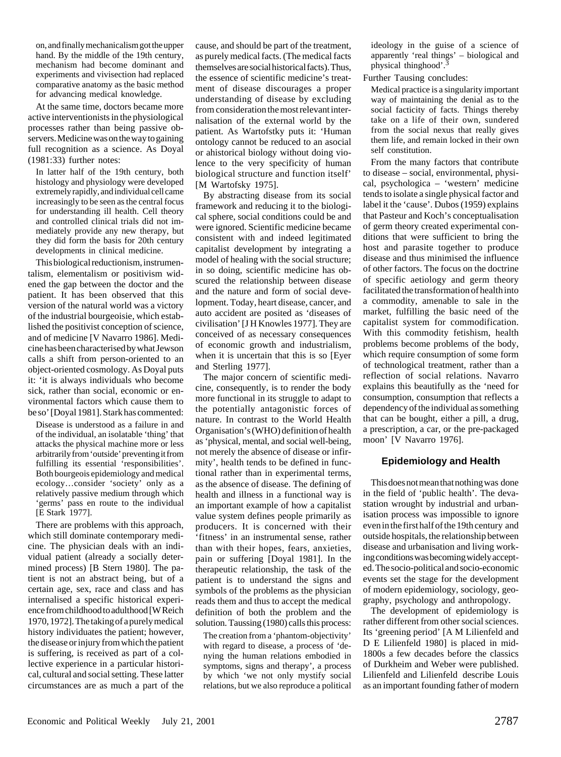on, and finally mechanicalism got the upper hand. By the middle of the 19th century, mechanism had become dominant and experiments and vivisection had replaced comparative anatomy as the basic method for advancing medical knowledge.

At the same time, doctors became more active interventionists in the physiological processes rather than being passive observers. Medicine was on the way to gaining full recognition as a science. As Doyal (1981:33) further notes:

> In latter half of the 19th century, both histology and physiology were developed extremely rapidly, and individual cell came increasingly to be seen as the central focus for understanding ill health. Cell theory and controlled clinical trials did not immediately provide any new therapy, but they did form the basis for 20th century developments in clinical medicine.

This biological reductionism, instrumentalism, elementalism or positivism widened the gap between the doctor and the patient. It has been observed that this version of the natural world was a victory of the industrial bourgeoisie, which established the positivist conception of science, and of medicine [V Navarro 1986]. Medicine has been characterised by what Jewson calls a shift from person-oriented to an object-oriented cosmology. As Doyal puts it: 'it is always individuals who become sick, rather than social, economic or environmental factors which cause them to be so' [Doyal 1981]. Stark has commented:

> Disease is understood as a failure in and of the individual, an isolatable 'thing' that attacks the physical machine more or less arbitrarily from 'outside' preventing it from fulfilling its essential 'responsibilities'. Both bourgeois epidemiology and medical ecology…consider 'society' only as a relatively passive medium through which 'germs' pass en route to the individual [E Stark 1977].

There are problems with this approach, which still dominate contemporary medicine. The physician deals with an individual patient (already a socially determined process) [B Stern 1980]. The patient is not an abstract being, but of a certain age, sex, race and class and has internalised a specific historical experience from childhood to adulthood [W Reich 1970, 1972]. The taking of a purely medical history individuates the patient; however, the disease or injury from which the patient is suffering, is received as part of a collective experience in a particular historical, cultural and social setting. These latter circumstances are as much a part of the cause, and should be part of the treatment, as purely medical facts. (The medical facts themselves are social historical facts). Thus, the essence of scientific medicine's treatment of disease discourages a proper understanding of disease by excluding from consideration the most relevant internalisation of the external world by the patient. As Wartofstky puts it: 'Human ontology cannot be reduced to an asocial or ahistorical biology without doing violence to the very specificity of human biological structure and function itself' [M Wartofsky 1975].

By abstracting disease from its social framework and reducing it to the biological sphere, social conditions could be and were ignored. Scientific medicine became consistent with and indeed legitimated capitalist development by integrating a model of healing with the social structure; in so doing, scientific medicine has obscured the relationship between disease and the nature and form of social development. Today, heart disease, cancer, and auto accident are posited as 'diseases of civilisation' [J H Knowles 1977]. They are conceived of as necessary consequences of economic growth and industrialism, when it is uncertain that this is so [Eyer and Sterling 1977].

The major concern of scientific medicine, consequently, is to render the body more functional in its struggle to adapt to the potentially antagonistic forces of nature. In contrast to the World Health Organisation's (WHO) definition of health as 'physical, mental, and social well-being, not merely the absence of disease or infirmity', health tends to be defined in functional rather than in experimental terms, as the absence of disease. The defining of health and illness in a functional way is an important example of how a capitalist value system defines people primarily as producers. It is concerned with their 'fitness' in an instrumental sense, rather than with their hopes, fears, anxieties, pain or suffering [Doyal 1981]. In the therapeutic relationship, the task of the patient is to understand the signs and symbols of the problems as the physician reads them and thus to accept the medical definition of both the problem and the solution. Taussing (1980) calls this process:

> The creation from a 'phantom-objectivity' with regard to disease, a process of 'denying the human relations embodied in symptoms, signs and therapy', a process by which 'we not only mystify social relations, but we also reproduce a political ideology in the guise of a science of apparently 'real things' – biological and physical thinghood'.[3]

Further Tausing concludes:

> Medical practice is a singularity important way of maintaining the denial as to the social facticity of facts. Things thereby take on a life of their own, sundered from the social nexus that really gives them life, and remain locked in their own self constitution.

From the many factors that contribute to disease – social, environmental, physical, psychologica – 'western' medicine tends to isolate a single physical factor and label it the 'cause'. Dubos (1959) explains that Pasteur and Koch's conceptualisation of germ theory created experimental conditions that were sufficient to bring the host and parasite together to produce disease and thus minimised the influence of other factors. The focus on the doctrine of specific aetiology and germ theory facilitated the transformation of health into a commodity, amenable to sale in the market, fulfilling the basic need of the capitalist system for commodification. With this commodity fetishism, health problems become problems of the body, which require consumption of some form of technological treatment, rather than a reflection of social relations. Navarro explains this beautifully as the 'need for consumption, consumption that reflects a dependency of the individual as something that can be bought, either a pill, a drug, a prescription, a car, or the pre-packaged moon' [V Navarro 1976].

## Epidemiology and Health

This does not mean that nothing was done in the field of 'public health'. The devastation wrought by industrial and urbanisation process was impossible to ignore even in the first half of the 19th century and outside hospitals, the relationship between disease and urbanisation and living working conditions was becoming widely accepted. The socio-political and socio-economic events set the stage for the development of modern epidemiology, sociology, geography, psychology and anthropology.

The development of epidemiology is rather different from other social sciences. Its 'greening period' [A M Lilienfeld and D E Lilienfeld 1980] is placed in mid-1800s a few decades before the classics of Durkheim and Weber were published. Lilienfeld and Lilienfeld describe Louis as an important founding father of modern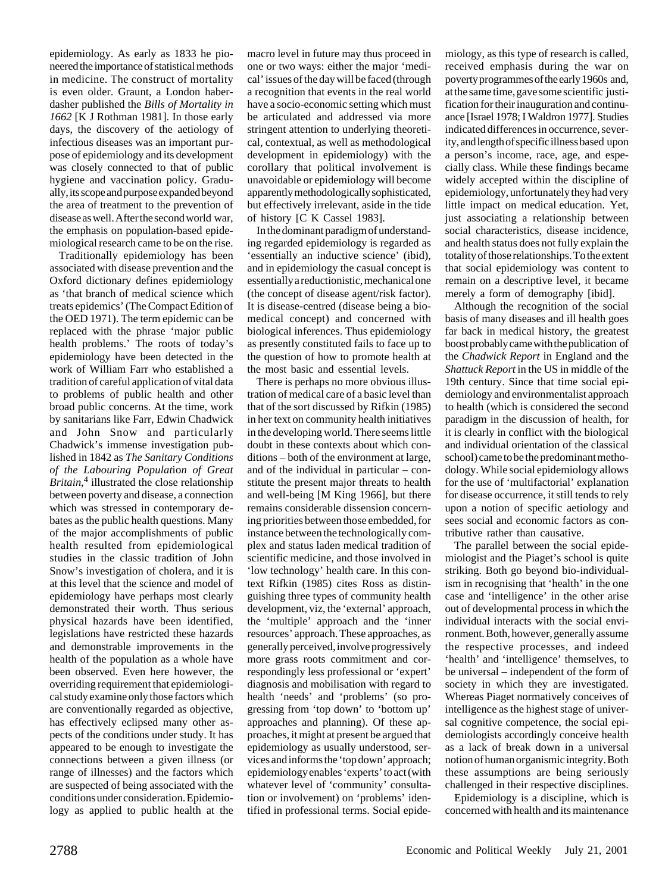epidemiology. As early as 1833 he pioneered the importance of statistical methods in medicine. The construct of mortality is even older. Graunt, a London haberdasher published the *Bills of Mortality in 1662* [K J Rothman 1981]. In those early days, the discovery of the aetiology of infectious diseases was an important purpose of epidemiology and its development was closely connected to that of public hygiene and vaccination policy. Gradually, its scope and purpose expanded beyond the area of treatment to the prevention of disease as well. After the second world war, the emphasis on population-based epidemiological research came to be on the rise.

Traditionally epidemiology has been associated with disease prevention and the Oxford dictionary defines epidemiology as 'that branch of medical science which treats epidemics' (The Compact Edition of the OED 1971). The term epidemic can be replaced with the phrase 'major public health problems.' The roots of today's epidemiology have been detected in the work of William Farr who established a tradition of careful application of vital data to problems of public health and other broad public concerns. At the time, work by sanitarians like Farr, Edwin Chadwick and John Snow and particularly Chadwick's immense investigation published in 1842 as *The Sanitary Conditions of the Labouring Population of Great Britain*,[4] illustrated the close relationship between poverty and disease, a connection which was stressed in contemporary debates as the public health questions. Many of the major accomplishments of public health resulted from epidemiological studies in the classic tradition of John Snow's investigation of cholera, and it is at this level that the science and model of epidemiology have perhaps most clearly demonstrated their worth. Thus serious physical hazards have been identified, legislations have restricted these hazards and demonstrable improvements in the health of the population as a whole have been observed. Even here however, the overriding requirement that epidemiological study examine only those factors which are conventionally regarded as objective, has effectively eclipsed many other aspects of the conditions under study. It has appeared to be enough to investigate the connections between a given illness (or range of illnesses) and the factors which are suspected of being associated with the conditions under consideration. Epidemiology as applied to public health at the macro level in future may thus proceed in one or two ways: either the major 'medical' issues of the day will be faced (through a recognition that events in the real world have a socio-economic setting which must be articulated and addressed via more stringent attention to underlying theoretical, contextual, as well as methodological development in epidemiology) with the corollary that political involvement is unavoidable or epidemiology will become apparently methodologically sophisticated, but effectively irrelevant, aside in the tide of history [C K Cassel 1983].

In the dominant paradigm of understanding regarded epidemiology is regarded as 'essentially an inductive science' (ibid), and in epidemiology the casual concept is essentially a reductionistic, mechanical one (the concept of disease agent/risk factor). It is disease-centred (disease being a biomedical concept) and concerned with biological inferences. Thus epidemiology as presently constituted fails to face up to the question of how to promote health at the most basic and essential levels.

There is perhaps no more obvious illustration of medical care of a basic level than that of the sort discussed by Rifkin (1985) in her text on community health initiatives in the developing world. There seems little doubt in these contexts about which conditions – both of the environment at large, and of the individual in particular – constitute the present major threats to health and well-being [M King 1966], but there remains considerable dissension concerning priorities between those embedded, for instance between the technologically complex and status laden medical tradition of scientific medicine, and those involved in 'low technology' health care. In this context Rifkin (1985) cites Ross as distinguishing three types of community health development, viz, the 'external' approach, the 'multiple' approach and the 'inner resources' approach. These approaches, as generally perceived, involve progressively more grass roots commitment and correspondingly less professional or 'expert' diagnosis and mobilisation with regard to health 'needs' and 'problems' (so progressing from 'top down' to 'bottom up' approaches and planning). Of these approaches, it might at present be argued that epidemiology as usually understood, services and informs the 'top down' approach; epidemiology enables 'experts' to act (with whatever level of 'community' consultation or involvement) on 'problems' identified in professional terms. Social epidemiology, as this type of research is called, received emphasis during the war on poverty programmes of the early 1960s and, at the same time, gave some scientific justification for their inauguration and continuance [Israel 1978; I Waldron 1977]. Studies indicated differences in occurrence, severity, and length of specific illness based upon a person's income, race, age, and especially class. While these findings became widely accepted within the discipline of epidemiology, unfortunately they had very little impact on medical education. Yet, just associating a relationship between social characteristics, disease incidence, and health status does not fully explain the totality of those relationships. To the extent that social epidemiology was content to remain on a descriptive level, it became merely a form of demography [ibid].

Although the recognition of the social basis of many diseases and ill health goes far back in medical history, the greatest boost probably came with the publication of the *Chadwick Report* in England and the *Shattuck Report* in the US in middle of the 19th century. Since that time social epidemiology and environmentalist approach to health (which is considered the second paradigm in the discussion of health, for it is clearly in conflict with the biological and individual orientation of the classical school) came to be the predominant methodology. While social epidemiology allows for the use of 'multifactorial' explanation for disease occurrence, it still tends to rely upon a notion of specific aetiology and sees social and economic factors as contributive rather than causative.

The parallel between the social epidemiologist and the Piaget's school is quite striking. Both go beyond bio-individualism in recognising that 'health' in the one case and 'intelligence' in the other arise out of developmental process in which the individual interacts with the social environment. Both, however, generally assume the respective processes, and indeed 'health' and 'intelligence' themselves, to be universal – independent of the form of society in which they are investigated. Whereas Piaget normatively conceives of intelligence as the highest stage of universal cognitive competence, the social epidemiologists accordingly conceive health as a lack of break down in a universal notion of human organismic integrity. Both these assumptions are being seriously challenged in their respective disciplines.

Epidemiology is a discipline, which is concerned with health and its maintenance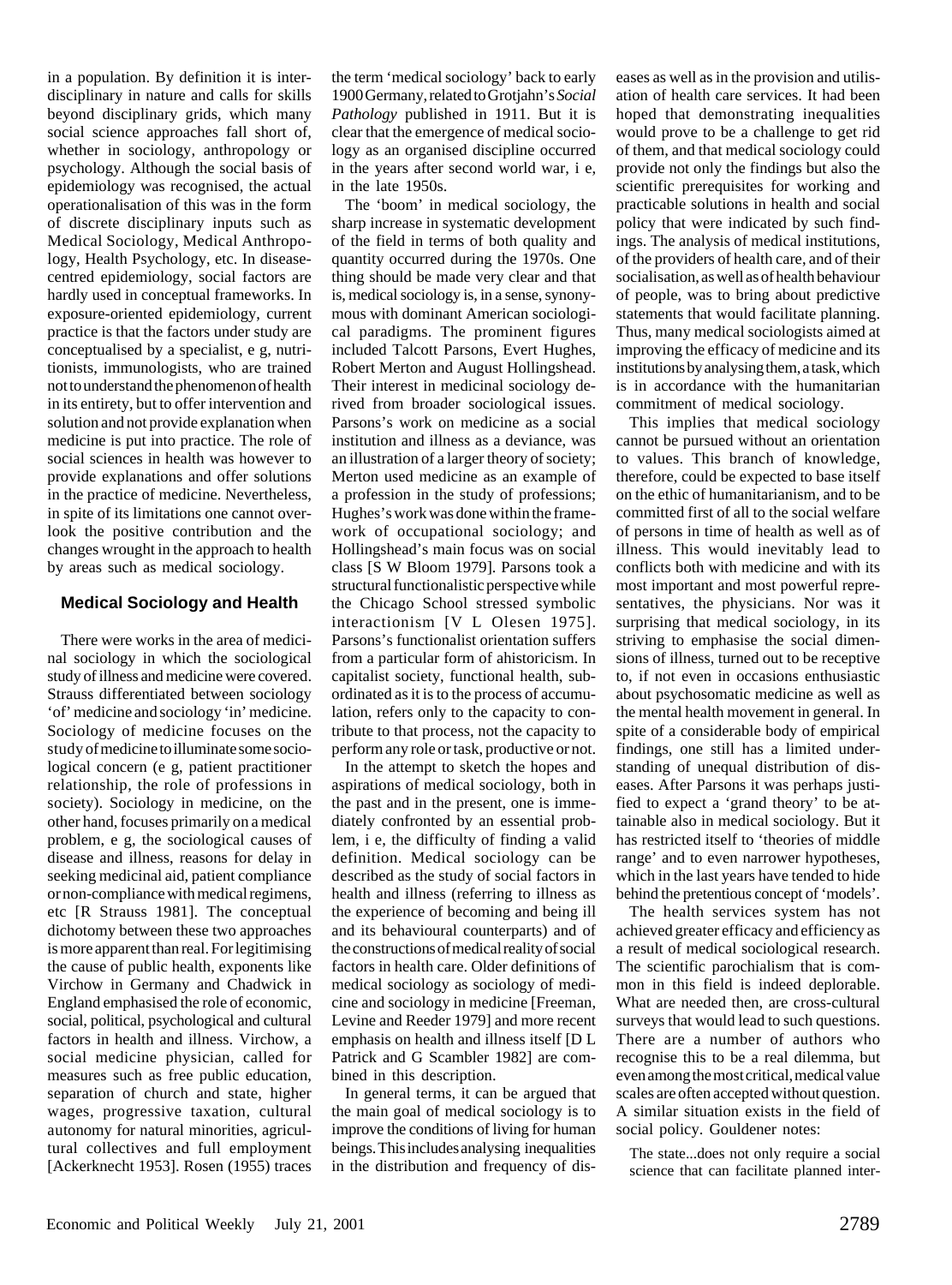in a population. By definition it is interdisciplinary in nature and calls for skills beyond disciplinary grids, which many social science approaches fall short of, whether in sociology, anthropology or psychology. Although the social basis of epidemiology was recognised, the actual operationalisation of this was in the form of discrete disciplinary inputs such as Medical Sociology, Medical Anthropology, Health Psychology, etc. In disease-centred epidemiology, social factors are hardly used in conceptual frameworks. In exposure-oriented epidemiology, current practice is that the factors under study are conceptualised by a specialist, e g, nutritionists, immunologists, who are trained not to understand the phenomenon of health in its entirety, but to offer intervention and solution and not provide explanation when medicine is put into practice. The role of social sciences in health was however to provide explanations and offer solutions in the practice of medicine. Nevertheless, in spite of its limitations one cannot overlook the positive contribution and the changes wrought in the approach to health by areas such as medical sociology.

### Medical Sociology and Health

There were works in the area of medicinal sociology in which the sociological study of illness and medicine were covered. Strauss differentiated between sociology 'of' medicine and sociology 'in' medicine. Sociology of medicine focuses on the study of medicine to illuminate some sociological concern (e g, patient practitioner relationship, the role of professions in society). Sociology in medicine, on the other hand, focuses primarily on a medical problem, e g, the sociological causes of disease and illness, reasons for delay in seeking medicinal aid, patient compliance or non-compliance with medical regimens, etc [R Strauss 1981]. The conceptual dichotomy between these two approaches is more apparent than real. For legitimising the cause of public health, exponents like Virchow in Germany and Chadwick in England emphasised the role of economic, social, political, psychological and cultural factors in health and illness. Virchow, a social medicine physician, called for measures such as free public education, separation of church and state, higher wages, progressive taxation, cultural autonomy for natural minorities, agricultural collectives and full employment [Ackerknecht 1953]. Rosen (1955) traces the term 'medical sociology' back to early 1900 Germany, related to Grotjahn's *Social Pathology* published in 1911. But it is clear that the emergence of medical sociology as an organised discipline occurred in the years after second world war, i e, in the late 1950s.

The 'boom' in medical sociology, the sharp increase in systematic development of the field in terms of both quality and quantity occurred during the 1970s. One thing should be made very clear and that is, medical sociology is, in a sense, synonymous with dominant American sociological paradigms. The prominent figures included Talcott Parsons, Evert Hughes, Robert Merton and August Hollingshead. Their interest in medicinal sociology derived from broader sociological issues. Parsons's work on medicine as a social institution and illness as a deviance, was an illustration of a larger theory of society; Merton used medicine as an example of a profession in the study of professions; Hughes's work was done within the framework of occupational sociology; and Hollingshead's main focus was on social class [S W Bloom 1979]. Parsons took a structural functionalistic perspective while the Chicago School stressed symbolic interactionism [V L Olesen 1975]. Parsons's functionalist orientation suffers from a particular form of ahistoricism. In capitalist society, functional health, subordinated as it is to the process of accumulation, refers only to the capacity to contribute to that process, not the capacity to perform any role or task, productive or not.

In the attempt to sketch the hopes and aspirations of medical sociology, both in the past and in the present, one is immediately confronted by an essential problem, i e, the difficulty of finding a valid definition. Medical sociology can be described as the study of social factors in health and illness (referring to illness as the experience of becoming and being ill and its behavioural counterparts) and of the constructions of medical reality of social factors in health care. Older definitions of medical sociology as sociology of medicine and sociology in medicine [Freeman, Levine and Reeder 1979] and more recent emphasis on health and illness itself [D L Patrick and G Scambler 1982] are combined in this description.

In general terms, it can be argued that the main goal of medical sociology is to improve the conditions of living for human beings. This includes analysing inequalities in the distribution and frequency of diseases as well as in the provision and utilisation of health care services. It had been hoped that demonstrating inequalities would prove to be a challenge to get rid of them, and that medical sociology could provide not only the findings but also the scientific prerequisites for working and practicable solutions in health and social policy that were indicated by such findings. The analysis of medical institutions, of the providers of health care, and of their socialisation, as well as of health behaviour of people, was to bring about predictive statements that would facilitate planning. Thus, many medical sociologists aimed at improving the efficacy of medicine and its institutions by analysing them, a task, which is in accordance with the humanitarian commitment of medical sociology.

This implies that medical sociology cannot be pursued without an orientation to values. This branch of knowledge, therefore, could be expected to base itself on the ethic of humanitarianism, and to be committed first of all to the social welfare of persons in time of health as well as of illness. This would inevitably lead to conflicts both with medicine and with its most important and most powerful representatives, the physicians. Nor was it surprising that medical sociology, in its striving to emphasise the social dimensions of illness, turned out to be receptive to, if not even in occasions enthusiastic about psychosomatic medicine as well as the mental health movement in general. In spite of a considerable body of empirical findings, one still has a limited understanding of unequal distribution of diseases. After Parsons it was perhaps justified to expect a 'grand theory' to be attainable also in medical sociology. But it has restricted itself to 'theories of middle range' and to even narrower hypotheses, which in the last years have tended to hide behind the pretentious concept of 'models'.

The health services system has not achieved greater efficacy and efficiency as a result of medical sociological research. The scientific parochialism that is common in this field is indeed deplorable. What are needed then, are cross-cultural surveys that would lead to such questions. There are a number of authors who recognise this to be a real dilemma, but even among the most critical, medical value scales are often accepted without question. A similar situation exists in the field of social policy. Gouldener notes:

> The state...does not only require a social science that can facilitate planned inter-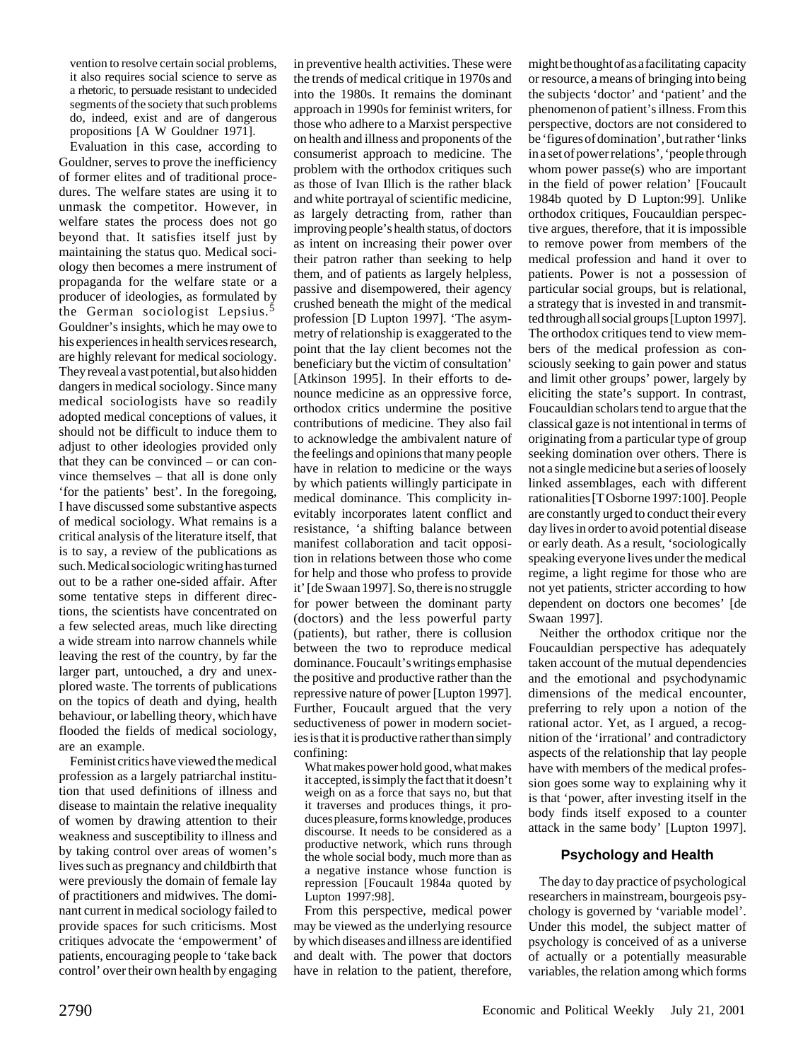vention to resolve certain social problems, it also requires social science to serve as a rhetoric, to persuade resistant to undecided segments of the society that such problems do, indeed, exist and are of dangerous propositions [A W Gouldner 1971].

Evaluation in this case, according to Gouldner, serves to prove the inefficiency of former elites and of traditional procedures. The welfare states are using it to unmask the competitor. However, in welfare states the process does not go beyond that. It satisfies itself just by maintaining the status quo. Medical sociology then becomes a mere instrument of propaganda for the welfare state or a producer of ideologies, as formulated by the German sociologist Lepsius.[5] Gouldner's insights, which he may owe to his experiences in health services research, are highly relevant for medical sociology. They reveal a vast potential, but also hidden dangers in medical sociology. Since many medical sociologists have so readily adopted medical conceptions of values, it should not be difficult to induce them to adjust to other ideologies provided only that they can be convinced – or can convince themselves – that all is done only 'for the patients' best'. In the foregoing, I have discussed some substantive aspects of medical sociology. What remains is a critical analysis of the literature itself, that is to say, a review of the publications as such. Medical sociologic writing has turned out to be a rather one-sided affair. After some tentative steps in different directions, the scientists have concentrated on a few selected areas, much like directing a wide stream into narrow channels while leaving the rest of the country, by far the larger part, untouched, a dry and unexplored waste. The torrents of publications on the topics of death and dying, health behaviour, or labelling theory, which have flooded the fields of medical sociology, are an example.

Feminist critics have viewed the medical profession as a largely patriarchal institution that used definitions of illness and disease to maintain the relative inequality of women by drawing attention to their weakness and susceptibility to illness and by taking control over areas of women's lives such as pregnancy and childbirth that were previously the domain of female lay of practitioners and midwives. The dominant current in medical sociology failed to provide spaces for such criticisms. Most critiques advocate the 'empowerment' of patients, encouraging people to 'take back control' over their own health by engaging in preventive health activities. These were the trends of medical critique in 1970s and into the 1980s. It remains the dominant approach in 1990s for feminist writers, for those who adhere to a Marxist perspective on health and illness and proponents of the consumerist approach to medicine. The problem with the orthodox critiques such as those of Ivan Illich is the rather black and white portrayal of scientific medicine, as largely detracting from, rather than improving people's health status, of doctors as intent on increasing their power over their patron rather than seeking to help them, and of patients as largely helpless, passive and disempowered, their agency crushed beneath the might of the medical profession [D Lupton 1997]. 'The asymmetry of relationship is exaggerated to the point that the lay client becomes not the beneficiary but the victim of consultation' [Atkinson 1995]. In their efforts to denounce medicine as an oppressive force, orthodox critics undermine the positive contributions of medicine. They also fail to acknowledge the ambivalent nature of the feelings and opinions that many people have in relation to medicine or the ways by which patients willingly participate in medical dominance. This complicity inevitably incorporates latent conflict and resistance, 'a shifting balance between manifest collaboration and tacit opposition in relations between those who come for help and those who profess to provide it' [de Swaan 1997]. So, there is no struggle for power between the dominant party (doctors) and the less powerful party (patients), but rather, there is collusion between the two to reproduce medical dominance. Foucault's writings emphasise the positive and productive rather than the repressive nature of power [Lupton 1997]. Further, Foucault argued that the very seductiveness of power in modern societies is that it is productive rather than simply confining:

> What makes power hold good, what makes it accepted, is simply the fact that it doesn't weigh on as a force that says no, but that it traverses and produces things, it produces pleasure, forms knowledge, produces discourse. It needs to be considered as a productive network, which runs through the whole social body, much more than as a negative instance whose function is repression [Foucault 1984a quoted by Lupton 1997:98].

From this perspective, medical power may be viewed as the underlying resource by which diseases and illness are identified and dealt with. The power that doctors have in relation to the patient, therefore, might be thought of as a facilitating capacity or resource, a means of bringing into being the subjects 'doctor' and 'patient' and the phenomenon of patient's illness. From this perspective, doctors are not considered to be 'figures of domination', but rather 'links in a set of power relations', 'people through whom power passe(s) who are important in the field of power relation' [Foucault 1984b quoted by D Lupton:99]. Unlike orthodox critiques, Foucauldian perspective argues, therefore, that it is impossible to remove power from members of the medical profession and hand it over to patients. Power is not a possession of particular social groups, but is relational, a strategy that is invested in and transmitted through all social groups [Lupton 1997]. The orthodox critiques tend to view members of the medical profession as consciously seeking to gain power and status and limit other groups' power, largely by eliciting the state's support. In contrast, Foucauldian scholars tend to argue that the classical gaze is not intentional in terms of originating from a particular type of group seeking domination over others. There is not a single medicine but a series of loosely linked assemblages, each with different rationalities [T Osborne 1997:100]. People are constantly urged to conduct their every day lives in order to avoid potential disease or early death. As a result, 'sociologically speaking everyone lives under the medical regime, a light regime for those who are not yet patients, stricter according to how dependent on doctors one becomes' [de Swaan 1997].

Neither the orthodox critique nor the Foucauldian perspective has adequately taken account of the mutual dependencies and the emotional and psychodynamic dimensions of the medical encounter, preferring to rely upon a notion of the rational actor. Yet, as I argued, a recognition of the 'irrational' and contradictory aspects of the relationship that lay people have with members of the medical profession goes some way to explaining why it is that 'power, after investing itself in the body finds itself exposed to a counter attack in the same body' [Lupton 1997].

## Psychology and Health

The day to day practice of psychological researchers in mainstream, bourgeois psychology is governed by 'variable model'. Under this model, the subject matter of psychology is conceived of as a universe of actually or a potentially measurable variables, the relation among which forms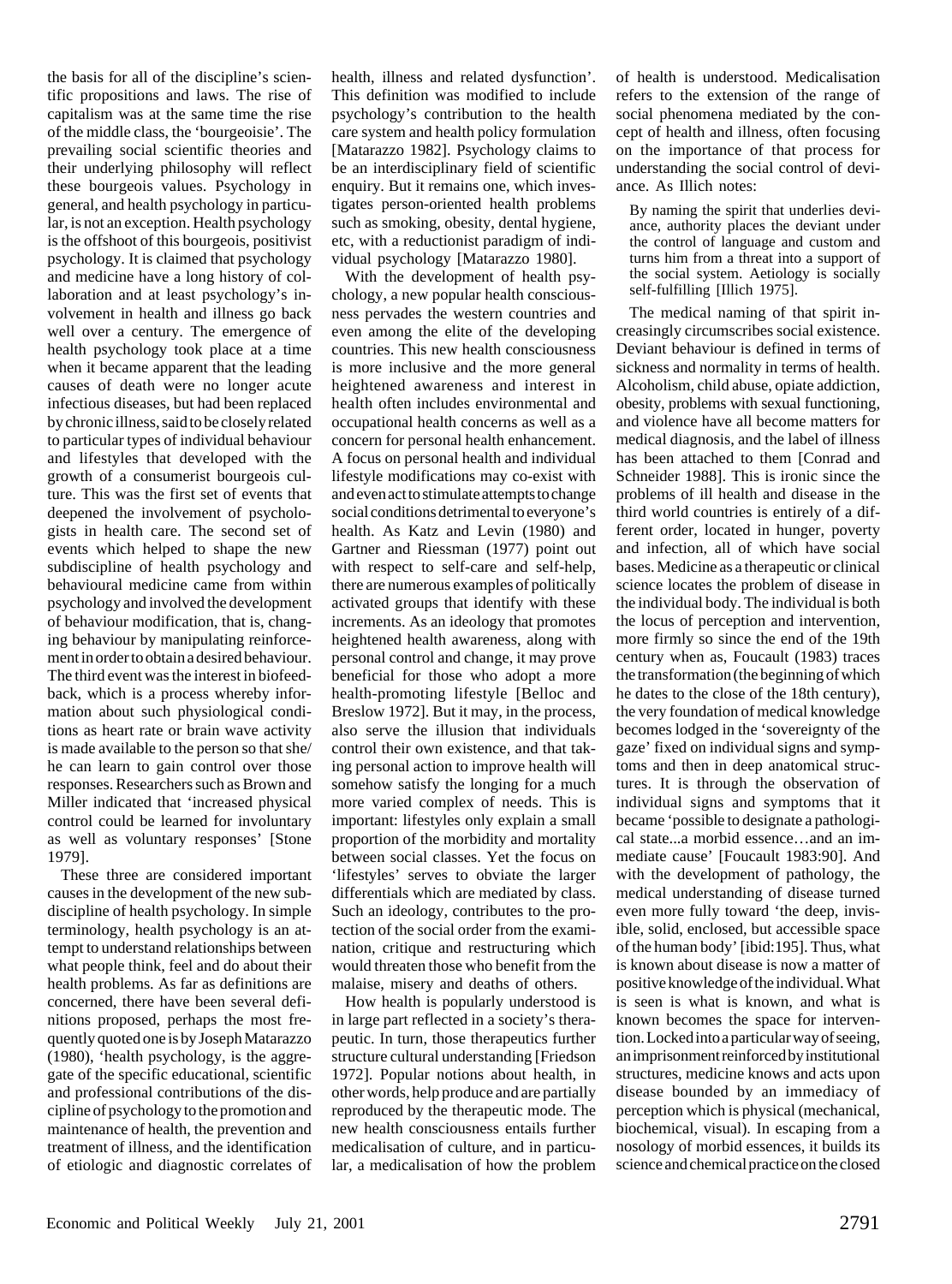the basis for all of the discipline's scientific propositions and laws. The rise of capitalism was at the same time the rise of the middle class, the 'bourgeoisie'. The prevailing social scientific theories and their underlying philosophy will reflect these bourgeois values. Psychology in general, and health psychology in particular, is not an exception. Health psychology is the offshoot of this bourgeois, positivist psychology. It is claimed that psychology and medicine have a long history of collaboration and at least psychology's involvement in health and illness go back well over a century. The emergence of health psychology took place at a time when it became apparent that the leading causes of death were no longer acute infectious diseases, but had been replaced by chronic illness, said to be closely related to particular types of individual behaviour and lifestyles that developed with the growth of a consumerist bourgeois culture. This was the first set of events that deepened the involvement of psychologists in health care. The second set of events which helped to shape the new subdiscipline of health psychology and behavioural medicine came from within psychology and involved the development of behaviour modification, that is, changing behaviour by manipulating reinforcement in order to obtain a desired behaviour. The third event was the interest in biofeedback, which is a process whereby information about such physiological conditions as heart rate or brain wave activity is made available to the person so that she/he can learn to gain control over those responses. Researchers such as Brown and Miller indicated that 'increased physical control could be learned for involuntary as well as voluntary responses' [Stone 1979].

These three are considered important causes in the development of the new subdiscipline of health psychology. In simple terminology, health psychology is an attempt to understand relationships between what people think, feel and do about their health problems. As far as definitions are concerned, there have been several definitions proposed, perhaps the most frequently quoted one is by Joseph Matarazzo (1980), 'health psychology, is the aggregate of the specific educational, scientific and professional contributions of the discipline of psychology to the promotion and maintenance of health, the prevention and treatment of illness, and the identification of etiologic and diagnostic correlates of health, illness and related dysfunction'. This definition was modified to include psychology's contribution to the health care system and health policy formulation [Matarazzo 1982]. Psychology claims to be an interdisciplinary field of scientific enquiry. But it remains one, which investigates person-oriented health problems such as smoking, obesity, dental hygiene, etc, with a reductionist paradigm of individual psychology [Matarazzo 1980].

With the development of health psychology, a new popular health consciousness pervades the western countries and even among the elite of the developing countries. This new health consciousness is more inclusive and the more general heightened awareness and interest in health often includes environmental and occupational health concerns as well as a concern for personal health enhancement. A focus on personal health and individual lifestyle modifications may co-exist with and even act to stimulate attempts to change social conditions detrimental to everyone's health. As Katz and Levin (1980) and Gartner and Riessman (1977) point out with respect to self-care and self-help, there are numerous examples of politically activated groups that identify with these increments. As an ideology that promotes heightened health awareness, along with personal control and change, it may prove beneficial for those who adopt a more health-promoting lifestyle [Belloc and Breslow 1972]. But it may, in the process, also serve the illusion that individuals control their own existence, and that taking personal action to improve health will somehow satisfy the longing for a much more varied complex of needs. This is important: lifestyles only explain a small proportion of the morbidity and mortality between social classes. Yet the focus on 'lifestyles' serves to obviate the larger differentials which are mediated by class. Such an ideology, contributes to the protection of the social order from the examination, critique and restructuring which would threaten those who benefit from the malaise, misery and deaths of others.

How health is popularly understood is in large part reflected in a society's therapeutic. In turn, those therapeutics further structure cultural understanding [Friedson 1972]. Popular notions about health, in other words, help produce and are partially reproduced by the therapeutic mode. The new health consciousness entails further medicalisation of culture, and in particular, a medicalisation of how the problem of health is understood. Medicalisation refers to the extension of the range of social phenomena mediated by the concept of health and illness, often focusing on the importance of that process for understanding the social control of deviance. As Illich notes:

> By naming the spirit that underlies deviance, authority places the deviant under the control of language and custom and turns him from a threat into a support of the social system. Aetiology is socially self-fulfilling [Illich 1975].

The medical naming of that spirit increasingly circumscribes social existence. Deviant behaviour is defined in terms of sickness and normality in terms of health. Alcoholism, child abuse, opiate addiction, obesity, problems with sexual functioning, and violence have all become matters for medical diagnosis, and the label of illness has been attached to them [Conrad and Schneider 1988]. This is ironic since the problems of ill health and disease in the third world countries is entirely of a different order, located in hunger, poverty and infection, all of which have social bases. Medicine as a therapeutic or clinical science locates the problem of disease in the individual body. The individual is both the locus of perception and intervention, more firmly so since the end of the 19th century when as, Foucault (1983) traces the transformation (the beginning of which he dates to the close of the 18th century), the very foundation of medical knowledge becomes lodged in the 'sovereignty of the gaze' fixed on individual signs and symptoms and then in deep anatomical structures. It is through the observation of individual signs and symptoms that it became 'possible to designate a pathological state...a morbid essence…and an immediate cause' [Foucault 1983:90]. And with the development of pathology, the medical understanding of disease turned even more fully toward 'the deep, invisible, solid, enclosed, but accessible space of the human body' [ibid:195]. Thus, what is known about disease is now a matter of positive knowledge of the individual. What is seen is what is known, and what is known becomes the space for intervention. Locked into a particular way of seeing, an imprisonment reinforced by institutional structures, medicine knows and acts upon disease bounded by an immediacy of perception which is physical (mechanical, biochemical, visual). In escaping from a nosology of morbid essences, it builds its science and chemical practice on the closed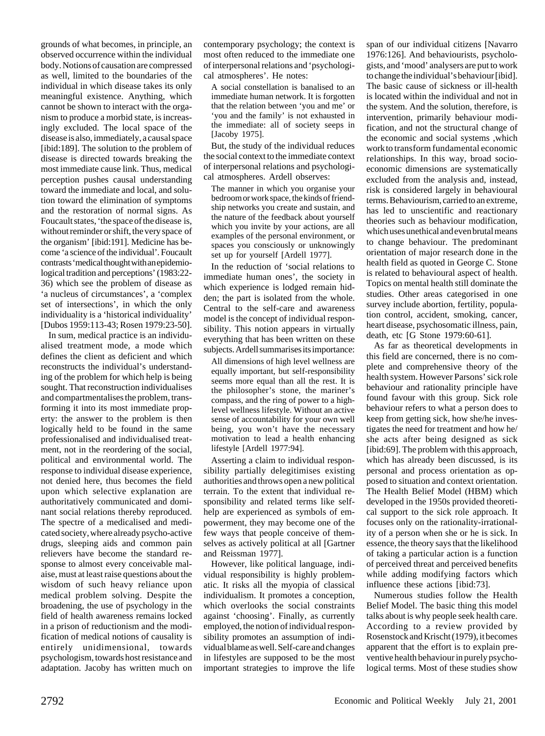grounds of what becomes, in principle, an observed occurrence within the individual body. Notions of causation are compressed as well, limited to the boundaries of the individual in which disease takes its only meaningful existence. Anything, which cannot be shown to interact with the organism to produce a morbid state, is increasingly excluded. The local space of the disease is also, immediately, a causal space [ibid:189]. The solution to the problem of disease is directed towards breaking the most immediate cause link. Thus, medical perception pushes causal understanding toward the immediate and local, and solution toward the elimination of symptoms and the restoration of normal signs. As Foucault states, 'the space of the disease is, without reminder or shift, the very space of the organism' [ibid:191]. Medicine has become 'a science of the individual'. Foucault contrasts 'medical thought with an epidemiological tradition and perceptions' (1983:22-36) which see the problem of disease as 'a nucleus of circumstances', a 'complex set of intersections', in which the only individuality is a 'historical individuality' [Dubos 1959:113-43; Rosen 1979:23-50].

In sum, medical practice is an individualised treatment mode, a mode which defines the client as deficient and which reconstructs the individual's understanding of the problem for which help is being sought. That reconstruction individualises and compartmentalises the problem, transforming it into its most immediate property: the answer to the problem is then logically held to be found in the same professionalised and individualised treatment, not in the reordering of the social, political and environmental world. The response to individual disease experience, not denied here, thus becomes the field upon which selective explanation are authoritatively communicated and dominant social relations thereby reproduced. The spectre of a medicalised and medicated society, where already psycho-active drugs, sleeping aids and common pain relievers have become the standard response to almost every conceivable malaise, must at least raise questions about the wisdom of such heavy reliance upon medical problem solving. Despite the broadening, the use of psychology in the field of health awareness remains locked in a prison of reductionism and the modification of medical notions of causality is entirely unidimensional, towards psychologism, towards host resistance and adaptation. Jacoby has written much on contemporary psychology; the context is most often reduced to the immediate one of interpersonal relations and 'psychological atmospheres'. He notes:

> A social constellation is banalised to an immediate human network. It is forgotten that the relation between 'you and me' or 'you and the family' is not exhausted in the immediate: all of society seeps in [Jacoby 1975].

But, the study of the individual reduces the social context to the immediate context of interpersonal relations and psychological atmospheres. Ardell observes:

> The manner in which you organise your bedroom or work space, the kinds of friendship networks you create and sustain, and the nature of the feedback about yourself which you invite by your actions, are all examples of the personal environment, or spaces you consciously or unknowingly set up for yourself [Ardell 1977].

In the reduction of 'social relations to immediate human ones', the society in which experience is lodged remain hidden; the part is isolated from the whole. Central to the self-care and awareness model is the concept of individual responsibility. This notion appears in virtually everything that has been written on these subjects. Ardell summarises its importance:

> All dimensions of high level wellness are equally important, but self-responsibility seems more equal than all the rest. It is the philosopher's stone, the mariner's compass, and the ring of power to a high-level wellness lifestyle. Without an active sense of accountability for your own well being, you won't have the necessary motivation to lead a health enhancing lifestyle [Ardell 1977:94].

Asserting a claim to individual responsibility partially delegitimises existing authorities and throws open a new political terrain. To the extent that individual responsibility and related terms like self-help are experienced as symbols of empowerment, they may become one of the few ways that people conceive of themselves as actively political at all [Gartner and Reissman 1977].

However, like political language, individual responsibility is highly problematic. It risks all the myopia of classical individualism. It promotes a conception, which overlooks the social constraints against 'choosing'. Finally, as currently employed, the notion of individual responsibility promotes an assumption of individual blame as well. Self-care and changes in lifestyles are supposed to be the most important strategies to improve the life span of our individual citizens [Navarro 1976:126]. And behaviourists, psychologists, and 'mood' analysers are put to work to change the individual's behaviour [ibid]. The basic cause of sickness or ill-health is located within the individual and not in the system. And the solution, therefore, is intervention, primarily behaviour modification, and not the structural change of the economic and social systems ,which work to transform fundamental economic relationships. In this way, broad socio-economic dimensions are systematically excluded from the analysis and, instead, risk is considered largely in behavioural terms. Behaviourism, carried to an extreme, has led to unscientific and reactionary theories such as behaviour modification, which uses unethical and even brutal means to change behaviour. The predominant orientation of major research done in the health field as quoted in George C. Stone is related to behavioural aspect of health. Topics on mental health still dominate the studies. Other areas categorised in one survey include abortion, fertility, population control, accident, smoking, cancer, heart disease, psychosomatic illness, pain, death, etc [G Stone 1979:60-61].

As far as theoretical developments in this field are concerned, there is no complete and comprehensive theory of the health system. However Parsons' sick role behaviour and rationality principle have found favour with this group. Sick role behaviour refers to what a person does to keep from getting sick, how she/he investigates the need for treatment and how he/she acts after being designed as sick [ibid:69]. The problem with this approach, which has already been discussed, is its personal and process orientation as opposed to situation and context orientation. The Health Belief Model (HBM) which developed in the 1950s provided theoretical support to the sick role approach. It focuses only on the rationality-irrationality of a person when she or he is sick. In essence, the theory says that the likelihood of taking a particular action is a function of perceived threat and perceived benefits while adding modifying factors which influence these actions [ibid:73].

Numerous studies follow the Health Belief Model. The basic thing this model talks about is why people seek health care. According to a review provided by Rosenstock and Krischt (1979), it becomes apparent that the effort is to explain preventive health behaviour in purely psychological terms. Most of these studies show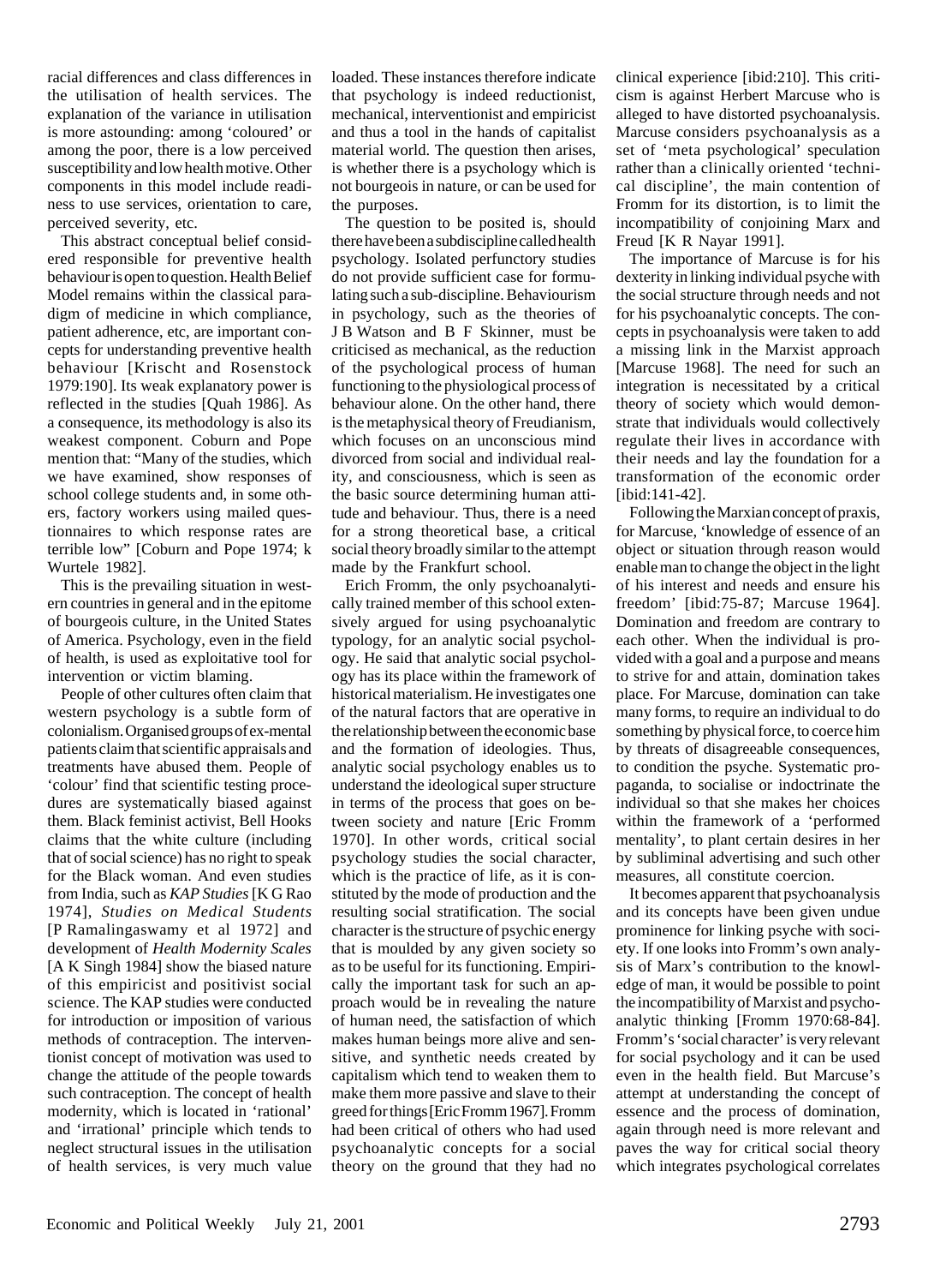racial differences and class differences in the utilisation of health services. The explanation of the variance in utilisation is more astounding: among 'coloured' or among the poor, there is a low perceived susceptibility and low health motive. Other components in this model include readiness to use services, orientation to care, perceived severity, etc.

This abstract conceptual belief considered responsible for preventive health behaviour is open to question. Health Belief Model remains within the classical paradigm of medicine in which compliance, patient adherence, etc, are important concepts for understanding preventive health behaviour [Krischt and Rosenstock 1979:190]. Its weak explanatory power is reflected in the studies [Quah 1986]. As a consequence, its methodology is also its weakest component. Coburn and Pope mention that: "Many of the studies, which we have examined, show responses of school college students and, in some others, factory workers using mailed questionnaires to which response rates are terrible low" [Coburn and Pope 1974; k Wurtele 1982].

This is the prevailing situation in western countries in general and in the epitome of bourgeois culture, in the United States of America. Psychology, even in the field of health, is used as exploitative tool for intervention or victim blaming.

People of other cultures often claim that western psychology is a subtle form of colonialism. Organised groups of ex-mental patients claim that scientific appraisals and treatments have abused them. People of 'colour' find that scientific testing procedures are systematically biased against them. Black feminist activist, Bell Hooks claims that the white culture (including that of social science) has no right to speak for the Black woman. And even studies from India, such as *KAP Studies* [K G Rao 1974], *Studies on Medical Students* [P Ramalingaswamy et al 1972] and development of *Health Modernity Scales* [A K Singh 1984] show the biased nature of this empiricist and positivist social science. The KAP studies were conducted for introduction or imposition of various methods of contraception. The interventionist concept of motivation was used to change the attitude of the people towards such contraception. The concept of health modernity, which is located in 'rational' and 'irrational' principle which tends to neglect structural issues in the utilisation of health services, is very much value loaded. These instances therefore indicate that psychology is indeed reductionist, mechanical, interventionist and empiricist and thus a tool in the hands of capitalist material world. The question then arises, is whether there is a psychology which is not bourgeois in nature, or can be used for the purposes.

The question to be posited is, should there have been a subdiscipline called health psychology. Isolated perfunctory studies do not provide sufficient case for formulating such a sub-discipline. Behaviourism in psychology, such as the theories of J B Watson and B F Skinner, must be criticised as mechanical, as the reduction of the psychological process of human functioning to the physiological process of behaviour alone. On the other hand, there is the metaphysical theory of Freudianism, which focuses on an unconscious mind divorced from social and individual reality, and consciousness, which is seen as the basic source determining human attitude and behaviour. Thus, there is a need for a strong theoretical base, a critical social theory broadly similar to the attempt made by the Frankfurt school.

Erich Fromm, the only psychoanalytically trained member of this school extensively argued for using psychoanalytic typology, for an analytic social psychology. He said that analytic social psychology has its place within the framework of historical materialism. He investigates one of the natural factors that are operative in the relationship between the economic base and the formation of ideologies. Thus, analytic social psychology enables us to understand the ideological super structure in terms of the process that goes on between society and nature [Eric Fromm 1970]. In other words, critical social psychology studies the social character, which is the practice of life, as it is constituted by the mode of production and the resulting social stratification. The social character is the structure of psychic energy that is moulded by any given society so as to be useful for its functioning. Empirically the important task for such an approach would be in revealing the nature of human need, the satisfaction of which makes human beings more alive and sensitive, and synthetic needs created by capitalism which tend to weaken them to make them more passive and slave to their greed for things [Eric Fromm 1967]. Fromm had been critical of others who had used psychoanalytic concepts for a social theory on the ground that they had no clinical experience [ibid:210]. This criticism is against Herbert Marcuse who is alleged to have distorted psychoanalysis. Marcuse considers psychoanalysis as a set of 'meta psychological' speculation rather than a clinically oriented 'technical discipline', the main contention of Fromm for its distortion, is to limit the incompatibility of conjoining Marx and Freud [K R Nayar 1991].

The importance of Marcuse is for his dexterity in linking individual psyche with the social structure through needs and not for his psychoanalytic concepts. The concepts in psychoanalysis were taken to add a missing link in the Marxist approach [Marcuse 1968]. The need for such an integration is necessitated by a critical theory of society which would demonstrate that individuals would collectively regulate their lives in accordance with their needs and lay the foundation for a transformation of the economic order [ibid:141-42].

Following the Marxian concept of praxis, for Marcuse, 'knowledge of essence of an object or situation through reason would enable man to change the object in the light of his interest and needs and ensure his freedom' [ibid:75-87; Marcuse 1964]. Domination and freedom are contrary to each other. When the individual is provided with a goal and a purpose and means to strive for and attain, domination takes place. For Marcuse, domination can take many forms, to require an individual to do something by physical force, to coerce him by threats of disagreeable consequences, to condition the psyche. Systematic propaganda, to socialise or indoctrinate the individual so that she makes her choices within the framework of a 'performed mentality', to plant certain desires in her by subliminal advertising and such other measures, all constitute coercion.

It becomes apparent that psychoanalysis and its concepts have been given undue prominence for linking psyche with society. If one looks into Fromm's own analysis of Marx's contribution to the knowledge of man, it would be possible to point the incompatibility of Marxist and psychoanalytic thinking [Fromm 1970:68-84]. Fromm's 'social character' is very relevant for social psychology and it can be used even in the health field. But Marcuse's attempt at understanding the concept of essence and the process of domination, again through need is more relevant and paves the way for critical social theory which integrates psychological correlates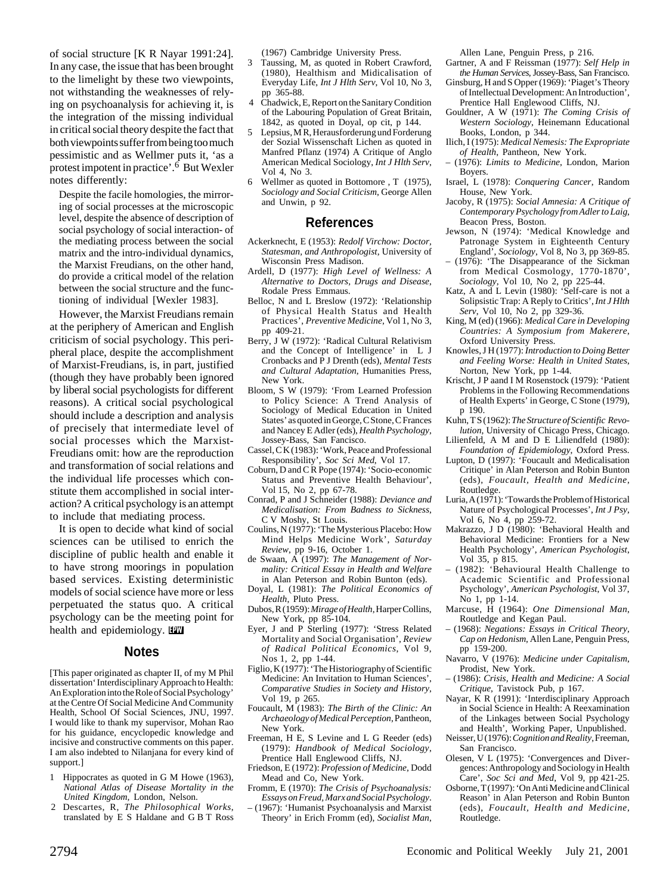of social structure [K R Nayar 1991:24]. In any case, the issue that has been brought to the limelight by these two viewpoints, not withstanding the weaknesses of relying on psychoanalysis for achieving it, is the integration of the missing individual in critical social theory despite the fact that both viewpoints suffer from being too much pessimistic and as Wellmer puts it, 'as a protest impotent in practice'.[6] But Wexler notes differently:

> Despite the facile homologies, the mirroring of social processes at the microscopic level, despite the absence of description of social psychology of social interaction- of the mediating process between the social matrix and the intro-individual dynamics, the Marxist Freudians, on the other hand, do provide a critical model of the relation between the social structure and the functioning of individual [Wexler 1983].

However, the Marxist Freudians remain at the periphery of American and English criticism of social psychology. This peripheral place, despite the accomplishment of Marxist-Freudians, is, in part, justified (though they have probably been ignored by liberal social psychologists for different reasons). A critical social psychological should include a description and analysis of precisely that intermediate level of social processes which the Marxist-Freudians omit: how are the reproduction and transformation of social relations and the individual life processes which constitute them accomplished in social interaction? A critical psychology is an attempt to include that mediating process.

It is open to decide what kind of social sciences can be utilised to enrich the discipline of public health and enable it to have strong moorings in population based services. Existing deterministic models of social science have more or less perpetuated the status quo. A critical psychology can be the meeting point for health and epidemiology. EPW

## Notes

[This paper originated as chapter II, of my M Phil dissertation 'Interdisciplinary Approach to Health: An Exploration into the Role of Social Psychology' at the Centre Of Social Medicine And Community Health, School Of Social Sciences, JNU, 1997. I would like to thank my supervisor, Mohan Rao for his guidance, encyclopedic knowledge and incisive and constructive comments on this paper. I am also indebted to Nilanjana for every kind of support.]

1 Hippocrates as quoted in G M Howe (1963), *National Atlas of Disease Mortality in the United Kingdom*, London, Nelson.

2 Descartes, R, *The Philosophical Works*, translated by E S Haldane and G B T Ross (1967) Cambridge University Press.

3 Taussing, M, as quoted in Robert Crawford, (1980), Healthism and Midicalisation of Everyday Life, *Int J Hlth Serv*, Vol 10, No 3, pp 365-88.

4 Chadwick, E, Report on the Sanitary Condition of the Labouring Population of Great Britain, 1842, as quoted in Doyal, op cit, p 144.

5 Lepsius, M R, Herausforderung und Forderung der Sozial Wissenschaft Lichen as quoted in Manfred Pflanz (1974) A Critique of Anglo American Medical Sociology, *Int J Hlth Serv*, Vol 4, No 3.

6 Wellmer as quoted in Bottomore , T (1975), *Sociology and Social Criticism*, George Allen and Unwin, p 92.

## References

Ackerknecht, E (1953): *Redolf Virchow: Doctor, Statesman, and Anthropologist*, University of Wisconsin Press Madison.

Ardell, D (1977): *High Level of Wellness: A Alternative to Doctors, Drugs and Disease*, Rodale Press Emmaus.

Belloc, N and L Breslow (1972): 'Relationship of Physical Health Status and Health Practices', *Preventive Medicine*, Vol 1, No 3, pp 409-21.

Berry, J W (1972): 'Radical Cultural Relativism and the Concept of Intelligence' in L J Cronbacks and P J Drenth (eds), *Mental Tests and Cultural Adaptation*, Humanities Press, New York.

Bloom, S W (1979): 'From Learned Profession to Policy Science: A Trend Analysis of Sociology of Medical Education in United States' as quoted in George, C Stone, C Frances and Nancey E Adler (eds), *Health Psychology*, Jossey-Bass, San Fancisco.

Cassel, C K (1983): 'Work, Peace and Professional Responsibility', *Soc Sci Med*, Vol 17.

Coburn, D and C R Pope (1974): 'Socio-economic Status and Preventive Health Behaviour', Vol 15, No 2, pp 67-78.

Conrad, P and J Schneider (1988): *Deviance and Medicalisation: From Badness to Sickness*, C V Moshy, St Louis.

Coulins, N (1977): 'The Mysterious Placebo: How Mind Helps Medicine Work', *Saturday Review*, pp 9-16, October 1.

de Swaan, A (1997): *The Management of Normality: Critical Essay in Health and Welfare* in Alan Peterson and Robin Bunton (eds).

Doyal, L (1981): *The Political Economics of Health*, Pluto Press.

Dubos, R (1959): *Mirage of Health*, Harper Collins, New York, pp 85-104.

Eyer, J and P Sterling (1977): 'Stress Related Mortality and Social Organisation', *Review of Radical Political Economics*, Vol 9, Nos 1, 2, pp 1-44.

Figlio, K (1977): 'The Historiography of Scientific Medicine: An Invitation to Human Sciences', *Comparative Studies in Society and History*, Vol 19, p 265.

Foucault, M (1983): *The Birth of the Clinic: An Archaeology of Medical Perception*, Pantheon, New York.

Freeman, H E, S Levine and L G Reeder (eds) (1979): *Handbook of Medical Sociology*, Prentice Hall Englewood Cliffs, NJ.

Friedson, E (1972): *Profession of Medicine*, Dodd Mead and Co, New York.

Fromm, E (1970): *The Crisis of Psychoanalysis: Essays on Freud, Marx and Social Psychology*.

– (1967): 'Humanist Psychoanalysis and Marxist Theory' in Erich Fromm (ed), *Socialist Man*, Allen Lane, Penguin Press, p 216.

Gartner, A and F Reissman (1977): *Self Help in the Human Services*, Jossey-Bass, San Francisco.

Ginsburg, H and S Opper (1969): 'Piaget's Theory of Intellectual Development: An Introduction', Prentice Hall Englewood Cliffs, NJ.

Gouldner, A W (1971): *The Coming Crisis of Western Sociology*, Heinemann Educational Books, London, p 344.

Ilich, I (1975): *Medical Nemesis: The Expropriate of Health*, Pantheon, New York.

– (1976): *Limits to Medicine*, London, Marion Boyers.

Israel, L (1978): *Conquering Cancer*, Random House, New York.

Jacoby, R (1975): *Social Amnesia: A Critique of Contemporary Psychology from Adler to Laig*, Beacon Press, Boston.

Jewson, N (1974): 'Medical Knowledge and Patronage System in Eighteenth Century England', *Sociology*, Vol 8, No 3, pp 369-85.

– (1976): 'The Disappearance of the Sickman from Medical Cosmology, 1770-1870', *Sociology*, Vol 10, No 2, pp 225-44.

Katz, A and L Levin (1980): 'Self-care is not a Solipsistic Trap: A Reply to Critics', *Int J Hlth Serv*, Vol 10, No 2, pp 329-36.

King, M (ed) (1966): *Medical Care in Developing Countries: A Symposium from Makerere*, Oxford University Press.

Knowles, J H (1977): *Introduction to Doing Better and Feeling Worse: Health in United States*, Norton, New York, pp 1-44.

Krischt, J P aand I M Rosenstock (1979): 'Patient Problems in the Following Recommendations of Health Experts' in George, C Stone (1979), p 190.

Kuhn, T S (1962): *The Structure of Scientific Revolution*, University of Chicago Press, Chicago.

Lilienfeld, A M and D E Liliendfeld (1980): *Foundation of Epidemiology*, Oxford Press.

Lupton, D (1997): 'Foucault and Medicalisation Critique' in Alan Peterson and Robin Bunton (eds), *Foucault, Health and Medicine*, Routledge.

Luria, A (1971): 'Towards the Problem of Historical Nature of Psychological Processes', *Int J Psy*, Vol 6, No 4, pp 259-72.

Makrazzo, J D (1980): 'Behavioral Health and Behavioral Medicine: Frontiers for a New Health Psychology', *American Psychologist*, Vol 35, p 815.

– (1982): 'Behavioural Health Challenge to Academic Scientific and Professional Psychology', *American Psychologist*, Vol 37, No 1, pp 1-14.

Marcuse, H (1964): *One Dimensional Man*, Routledge and Kegan Paul.

– (1968): *Negations: Essays in Critical Theory, Cap on Hedonism*, Allen Lane, Penguin Press, pp 159-200.

Navarro, V (1976): *Medicine under Capitalism*, Prodist, New York.

– (1986): *Crisis, Health and Medicine: A Social Critique*, Tavistock Pub, p 167.

Nayar, K R (1991): 'Interdisciplinary Approach in Social Science in Health: A Reexamination of the Linkages between Social Psychology and Health', Working Paper, Unpublished.

Neisser, U (1976): *Cognition and Reality*, Freeman, San Francisco.

Olesen, V L (1975): 'Convergences and Divergences: Anthropology and Sociology in Health Care', *Soc Sci and Med*, Vol 9, pp 421-25.

Osborne, T (1997): 'On Anti Medicine and Clinical Reason' in Alan Peterson and Robin Bunton (eds), *Foucault, Health and Medicine*, Routledge.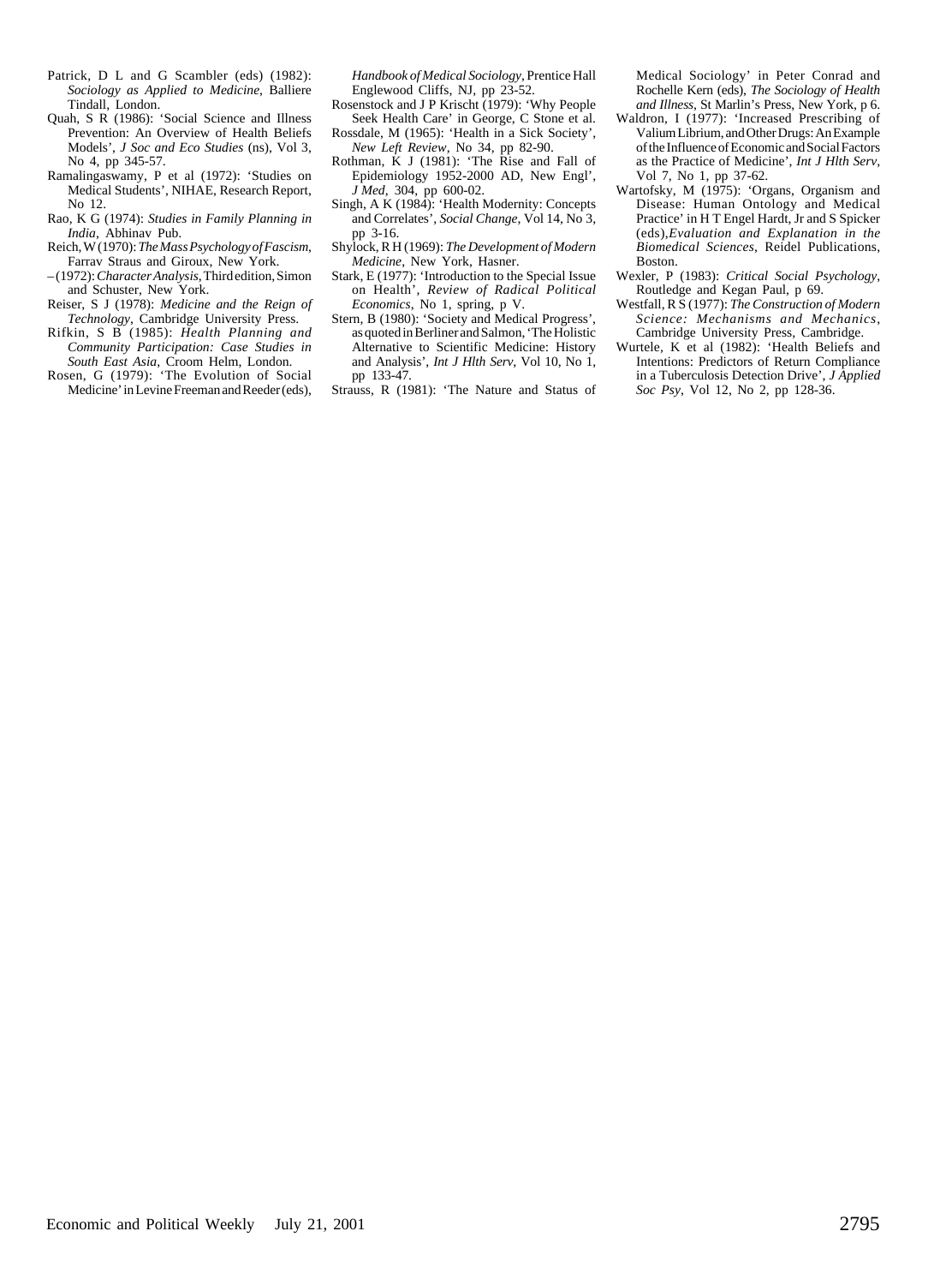Patrick, D L and G Scambler (eds) (1982): *Sociology as Applied to Medicine*, Balliere Tindall, London.

Quah, S R (1986): 'Social Science and Illness Prevention: An Overview of Health Beliefs Models', *J Soc and Eco Studies* (ns), Vol 3, No 4, pp 345-57.

Ramalingaswamy, P et al (1972): 'Studies on Medical Students', NIHAE, Research Report, No 12.

Rao, K G (1974): *Studies in Family Planning in India*, Abhinav Pub.

Reich, W (1970): *The Mass Psychology of Fascism*, Farrav Straus and Giroux, New York.

– (1972): *Character Analysis*, Third edition, Simon and Schuster, New York.

Reiser, S J (1978): *Medicine and the Reign of Technology*, Cambridge University Press.

Rifkin, S B (1985): *Health Planning and Community Participation: Case Studies in South East Asia*, Croom Helm, London.

Rosen, G (1979): 'The Evolution of Social Medicine' in Levine Freeman and Reeder (eds), *Handbook of Medical Sociology*, Prentice Hall Englewood Cliffs, NJ, pp 23-52.

Rosenstock and J P Krischt (1979): 'Why People Seek Health Care' in George, C Stone et al.

Rossdale, M (1965): 'Health in a Sick Society', *New Left Review*, No 34, pp 82-90.

Rothman, K J (1981): 'The Rise and Fall of Epidemiology 1952-2000 AD, New Engl', *J Med*, 304, pp 600-02.

Singh, A K (1984): 'Health Modernity: Concepts and Correlates', *Social Change*, Vol 14, No 3, pp 3-16.

Shylock, R H (1969): *The Development of Modern Medicine*, New York, Hasner.

Stark, E (1977): 'Introduction to the Special Issue on Health', *Review of Radical Political Economics*, No 1, spring, p V.

Stern, B (1980): 'Society and Medical Progress', as quoted in Berliner and Salmon, 'The Holistic Alternative to Scientific Medicine: History and Analysis', *Int J Hlth Serv*, Vol 10, No 1, pp 133-47.

Strauss, R (1981): 'The Nature and Status of Medical Sociology' in Peter Conrad and Rochelle Kern (eds), *The Sociology of Health and Illness*, St Marlin's Press, New York, p 6.

Waldron, I (1977): 'Increased Prescribing of Valium Librium, and Other Drugs: An Example of the Influence of Economic and Social Factors as the Practice of Medicine', *Int J Hlth Serv*, Vol 7, No 1, pp 37-62.

Wartofsky, M (1975): 'Organs, Organism and Disease: Human Ontology and Medical Practice' in H T Engel Hardt, Jr and S Spicker (eds),*Evaluation and Explanation in the Biomedical Sciences*, Reidel Publications, Boston.

Wexler, P (1983): *Critical Social Psychology*, Routledge and Kegan Paul, p 69.

Westfall, R S (1977): *The Construction of Modern Science: Mechanisms and Mechanics*, Cambridge University Press, Cambridge.

Wurtele, K et al (1982): 'Health Beliefs and Intentions: Predictors of Return Compliance in a Tuberculosis Detection Drive', *J Applied Soc Psy*, Vol 12, No 2, pp 128-36.